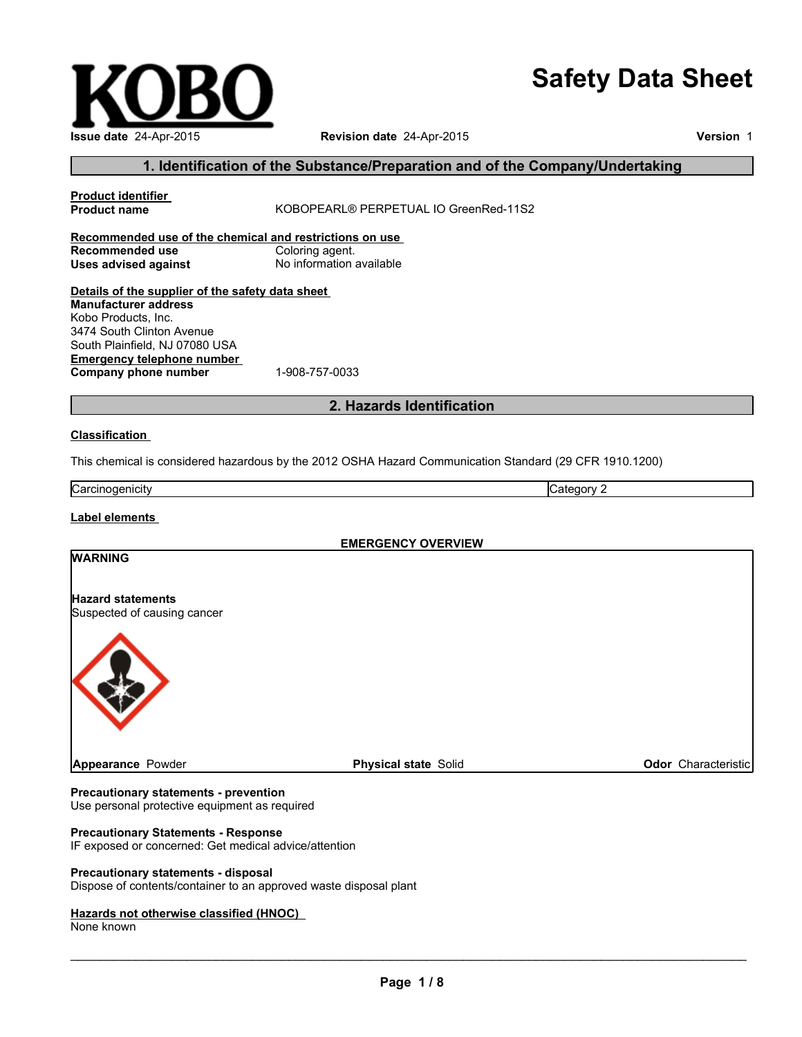# Safety Data Sheet

**Issue date** 24-Apr-2015 **Revision date** 24-Apr-2015 **Version** 1

## 1. Identification of the Substance/Preparation and of the Company/Undertaking

**Product identifier**

**Product name** KOBOPEARL® PERPETUAL IO GreenRed-11S2

**Recommended use of the chemical and restrictions on use**

**Recommended use** Coloring agent.

**Uses advised against** No information available

**Details of the supplier of the safety data sheet**

**Manufacturer address**
Kobo Products, Inc.
3474 South Clinton Avenue
South Plainfield, NJ 07080 USA

**Emergency telephone number**

**Company phone number** 1-908-757-0033

## 2. Hazards Identification

**Classification**

This chemical is considered hazardous by the 2012 OSHA Hazard Communication Standard (29 CFR 1910.1200)

| Carcinogenicity | Category 2 |
|---|---|

**Label elements**

**EMERGENCY OVERVIEW**

**WARNING**

**Hazard statements**
Suspected of causing cancer

**Appearance** Powder **Physical state** Solid **Odor** Characteristic

**Precautionary statements - prevention**
Use personal protective equipment as required

**Precautionary Statements - Response**
IF exposed or concerned: Get medical advice/attention

**Precautionary statements - disposal**
Dispose of contents/container to an approved waste disposal plant

**Hazards not otherwise classified (HNOC)**
None known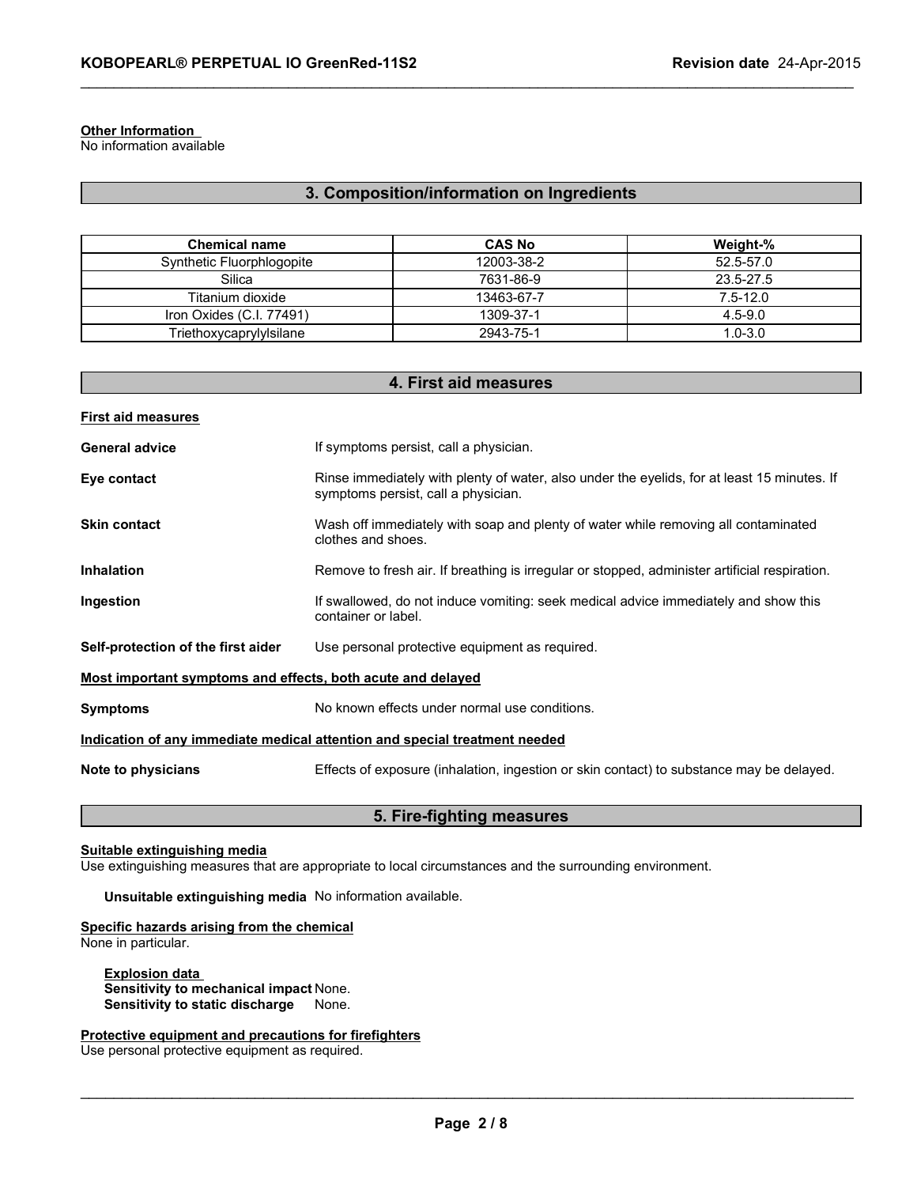**Other Information**
No information available

## 3. Composition/information on Ingredients

| Chemical name | CAS No | Weight-% |
|---|---|---|
| Synthetic Fluorphlogopite | 12003-38-2 | 52.5-57.0 |
| Silica | 7631-86-9 | 23.5-27.5 |
| Titanium dioxide | 13463-67-7 | 7.5-12.0 |
| Iron Oxides (C.I. 77491) | 1309-37-1 | 4.5-9.0 |
| Triethoxycaprylylsilane | 2943-75-1 | 1.0-3.0 |

## 4. First aid measures

**First aid measures**

**General advice** If symptoms persist, call a physician.

**Eye contact** Rinse immediately with plenty of water, also under the eyelids, for at least 15 minutes. If symptoms persist, call a physician.

**Skin contact** Wash off immediately with soap and plenty of water while removing all contaminated clothes and shoes.

**Inhalation** Remove to fresh air. If breathing is irregular or stopped, administer artificial respiration.

**Ingestion** If swallowed, do not induce vomiting: seek medical advice immediately and show this container or label.

**Self-protection of the first aider** Use personal protective equipment as required.

**Most important symptoms and effects, both acute and delayed**

**Symptoms** No known effects under normal use conditions.

**Indication of any immediate medical attention and special treatment needed**

**Note to physicians** Effects of exposure (inhalation, ingestion or skin contact) to substance may be delayed.

## 5. Fire-fighting measures

**Suitable extinguishing media**
Use extinguishing measures that are appropriate to local circumstances and the surrounding environment.

**Unsuitable extinguishing media** No information available.

**Specific hazards arising from the chemical**
None in particular.

**Explosion data**
**Sensitivity to mechanical impact** None.
**Sensitivity to static discharge** None.

**Protective equipment and precautions for firefighters**
Use personal protective equipment as required.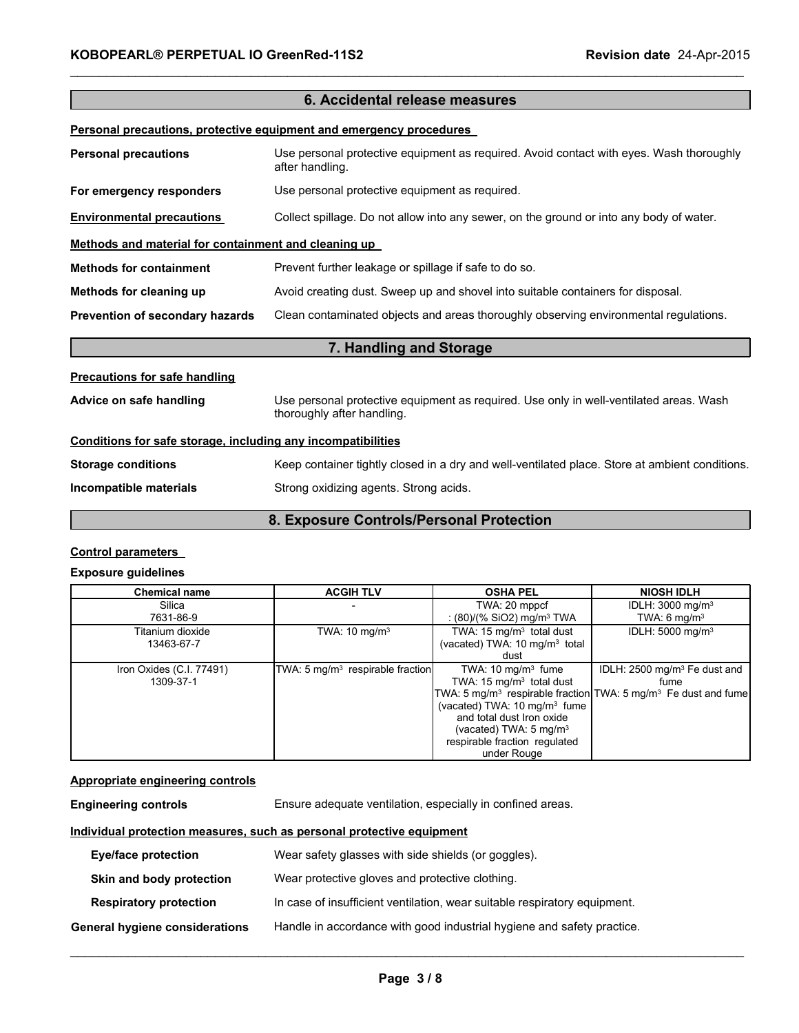## 6. Accidental release measures

**Personal precautions, protective equipment and emergency procedures**

**Personal precautions** Use personal protective equipment as required. Avoid contact with eyes. Wash thoroughly after handling.

**For emergency responders** Use personal protective equipment as required.

**Environmental precautions** Collect spillage. Do not allow into any sewer, on the ground or into any body of water.

**Methods and material for containment and cleaning up**

**Methods for containment** Prevent further leakage or spillage if safe to do so.

**Methods for cleaning up** Avoid creating dust. Sweep up and shovel into suitable containers for disposal.

**Prevention of secondary hazards** Clean contaminated objects and areas thoroughly observing environmental regulations.

## 7. Handling and Storage

**Precautions for safe handling**

**Advice on safe handling** Use personal protective equipment as required. Use only in well-ventilated areas. Wash thoroughly after handling.

**Conditions for safe storage, including any incompatibilities**

**Storage conditions** Keep container tightly closed in a dry and well-ventilated place. Store at ambient conditions.

**Incompatible materials** Strong oxidizing agents. Strong acids.

## 8. Exposure Controls/Personal Protection

**Control parameters**

**Exposure guidelines**

| Chemical name | ACGIH TLV | OSHA PEL | NIOSH IDLH |
|---|---|---|---|
| Silica<br>7631-86-9 | - | TWA: 20 mppcf<br>: (80)/(% $SiO_2$) mg/m³ TWA | IDLH: 3000 mg/m³<br>TWA: 6 mg/m³ |
| Titanium dioxide<br>13463-67-7 | TWA: 10 mg/m³ | TWA: 15 mg/m³ total dust<br>(vacated) TWA: 10 mg/m³ total dust | IDLH: 5000 mg/m³ |
| Iron Oxides (C.I. 77491)<br>1309-37-1 | TWA: 5 mg/m³ respirable fraction | TWA: 10 mg/m³ fume<br>TWA: 15 mg/m³ total dust<br>TWA: 5 mg/m³ respirable fraction<br>(vacated) TWA: 10 mg/m³ fume and total dust Iron oxide<br>(vacated) TWA: 5 mg/m³ respirable fraction regulated under Rouge | IDLH: 2500 mg/m³ Fe dust and fume<br>TWA: 5 mg/m³ Fe dust and fume |

**Appropriate engineering controls**

**Engineering controls** Ensure adequate ventilation, especially in confined areas.

**Individual protection measures, such as personal protective equipment**

**Eye/face protection** Wear safety glasses with side shields (or goggles).

**Skin and body protection** Wear protective gloves and protective clothing.

**Respiratory protection** In case of insufficient ventilation, wear suitable respiratory equipment.

**General hygiene considerations** Handle in accordance with good industrial hygiene and safety practice.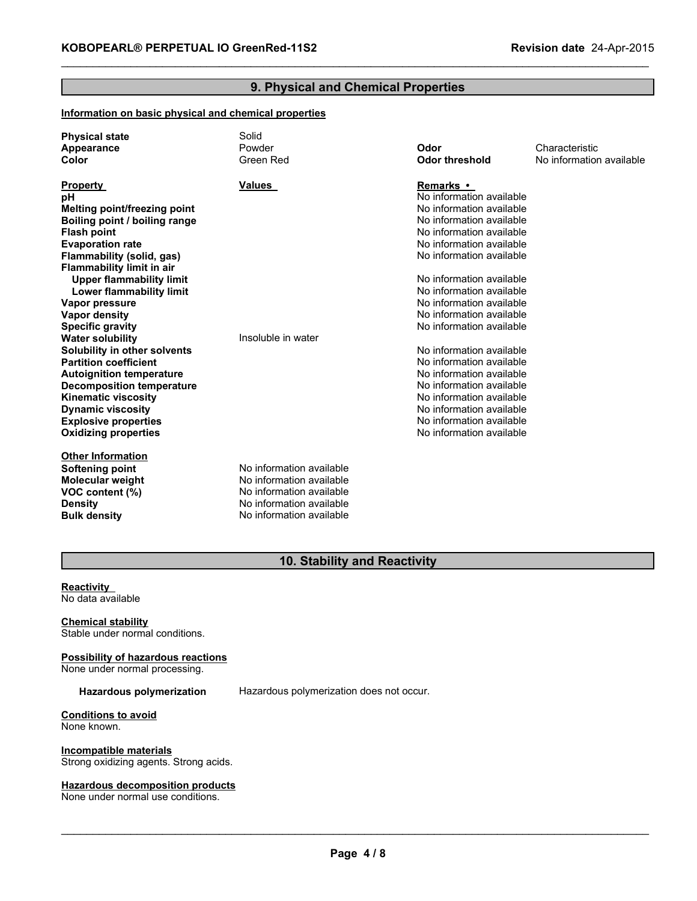## 9. Physical and Chemical Properties

**Information on basic physical and chemical properties**

| | | | |
|---|---|---|---|
| **Physical state** | Solid | | |
| **Appearance** | Powder | **Odor** | Characteristic |
| **Color** | Green Red | **Odor threshold** | No information available |

| **Property** | **Values** | **Remarks •** |
|---|---|---|
| **pH** | | No information available |
| **Melting point/freezing point** | | No information available |
| **Boiling point / boiling range** | | No information available |
| **Flash point** | | No information available |
| **Evaporation rate** | | No information available |
| **Flammability (solid, gas)** | | No information available |
| **Flammability limit in air** | | |
| **Upper flammability limit** | | No information available |
| **Lower flammability limit** | | No information available |
| **Vapor pressure** | | No information available |
| **Vapor density** | | No information available |
| **Specific gravity** | | No information available |
| **Water solubility** | Insoluble in water | |
| **Solubility in other solvents** | | No information available |
| **Partition coefficient** | | No information available |
| **Autoignition temperature** | | No information available |
| **Decomposition temperature** | | No information available |
| **Kinematic viscosity** | | No information available |
| **Dynamic viscosity** | | No information available |
| **Explosive properties** | | No information available |
| **Oxidizing properties** | | No information available |

**Other Information**

| | |
|---|---|
| **Softening point** | No information available |
| **Molecular weight** | No information available |
| **VOC content (%)** | No information available |
| **Density** | No information available |
| **Bulk density** | No information available |

## 10. Stability and Reactivity

**Reactivity**
No data available

**Chemical stability**
Stable under normal conditions.

**Possibility of hazardous reactions**
None under normal processing.

**Hazardous polymerization** Hazardous polymerization does not occur.

**Conditions to avoid**
None known.

**Incompatible materials**
Strong oxidizing agents. Strong acids.

**Hazardous decomposition products**
None under normal use conditions.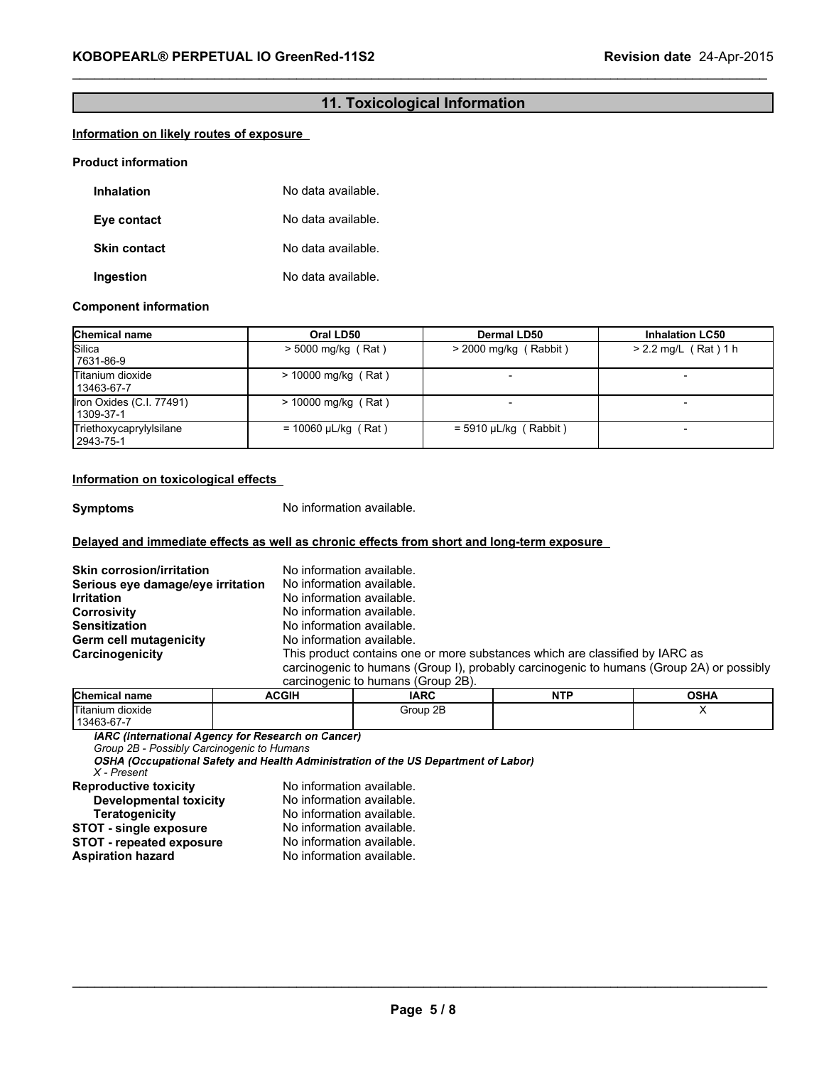## 11. Toxicological Information

**Information on likely routes of exposure**

**Product information**

**Inhalation** No data available.

**Eye contact** No data available.

**Skin contact** No data available.

**Ingestion** No data available.

**Component information**

| Chemical name | Oral LD50 | Dermal LD50 | Inhalation LC50 |
|---|---|---|---|
| Silica<br>7631-86-9 | > 5000 mg/kg ( Rat ) | > 2000 mg/kg ( Rabbit ) | > 2.2 mg/L ( Rat ) 1 h |
| Titanium dioxide<br>13463-67-7 | > 10000 mg/kg ( Rat ) | - | - |
| Iron Oxides (C.I. 77491)<br>1309-37-1 | > 10000 mg/kg ( Rat ) | - | - |
| Triethoxycaprylylsilane<br>2943-75-1 | = 10060 µL/kg ( Rat ) | = 5910 µL/kg ( Rabbit ) | - |

**Information on toxicological effects**

**Symptoms** No information available.

**Delayed and immediate effects as well as chronic effects from short and long-term exposure**

**Skin corrosion/irritation** No information available.
**Serious eye damage/eye irritation** No information available.
**Irritation** No information available.
**Corrosivity** No information available.
**Sensitization** No information available.
**Germ cell mutagenicity** No information available.
**Carcinogenicity** This product contains one or more substances which are classified by IARC as carcinogenic to humans (Group I), probably carcinogenic to humans (Group 2A) or possibly carcinogenic to humans (Group 2B).

| Chemical name | ACGIH | IARC | NTP | OSHA |
|---|---|---|---|---|
| Titanium dioxide<br>13463-67-7 | | Group 2B | | X |

***IARC (International Agency for Research on Cancer)***
*Group 2B - Possibly Carcinogenic to Humans*
***OSHA (Occupational Safety and Health Administration of the US Department of Labor)***
*X - Present*

**Reproductive toxicity** No information available.
**Developmental toxicity** No information available.
**Teratogenicity** No information available.
**STOT - single exposure** No information available.
**STOT - repeated exposure** No information available.
**Aspiration hazard** No information available.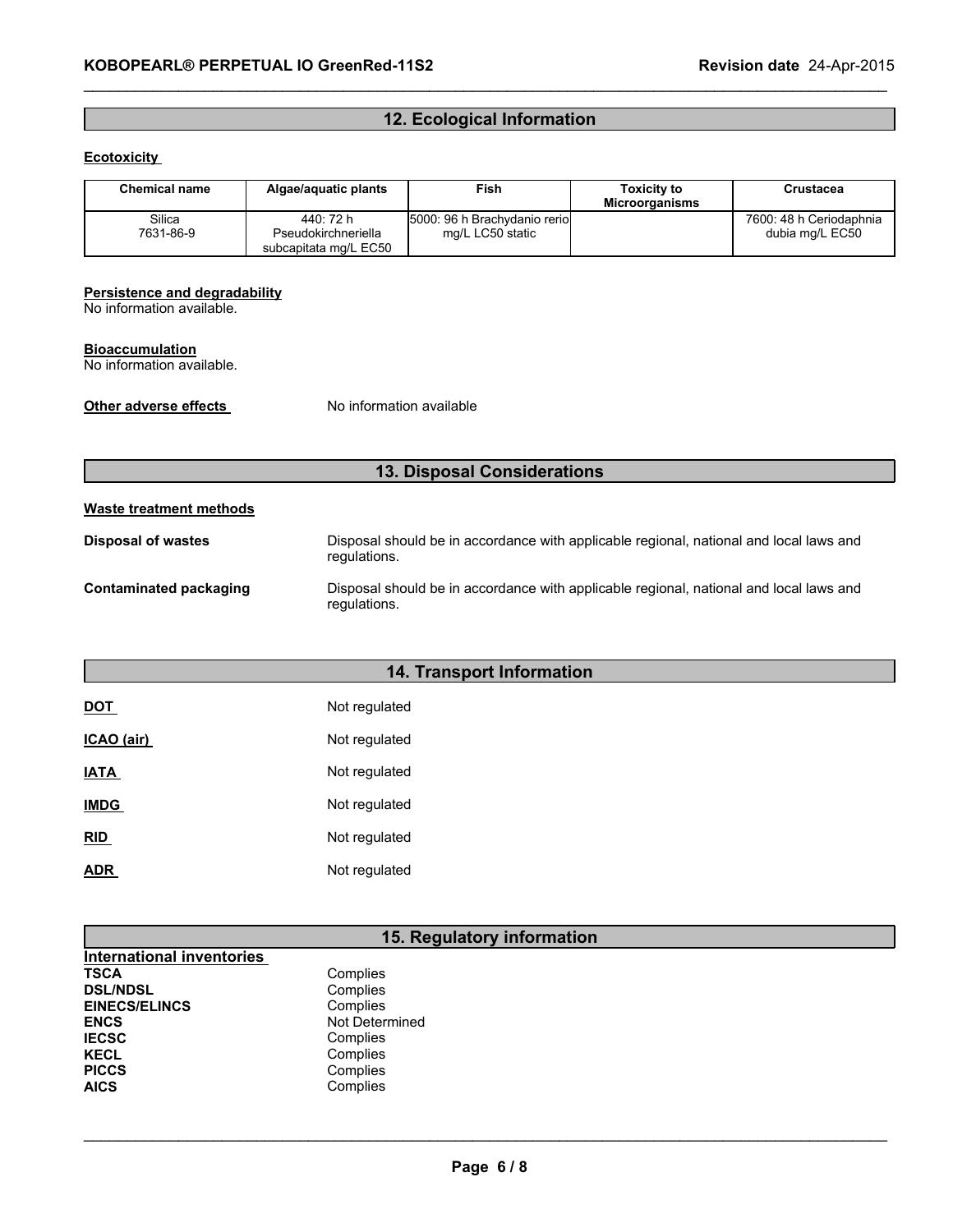## 12. Ecological Information

**Ecotoxicity**

| Chemical name | Algae/aquatic plants | Fish | Toxicity to Microorganisms | Crustacea |
|---|---|---|---|---|
| Silica 7631-86-9 | 440: 72 h Pseudokirchneriella subcapitata mg/L EC50 | 5000: 96 h Brachydanio rerio mg/L LC50 static | | 7600: 48 h Ceriodaphnia dubia mg/L EC50 |

**Persistence and degradability**
No information available.

**Bioaccumulation**
No information available.

**Other adverse effects** No information available

## 13. Disposal Considerations

**Waste treatment methods**

**Disposal of wastes** Disposal should be in accordance with applicable regional, national and local laws and regulations.

**Contaminated packaging** Disposal should be in accordance with applicable regional, national and local laws and regulations.

## 14. Transport Information

**DOT** Not regulated

**ICAO (air)** Not regulated

**IATA** Not regulated

**IMDG** Not regulated

**RID** Not regulated

**ADR** Not regulated

## 15. Regulatory information

**International inventories**

**TSCA** Complies
**DSL/NDSL** Complies
**EINECS/ELINCS** Complies
**ENCS** Not Determined
**IECSC** Complies
**KECL** Complies
**PICCS** Complies
**AICS** Complies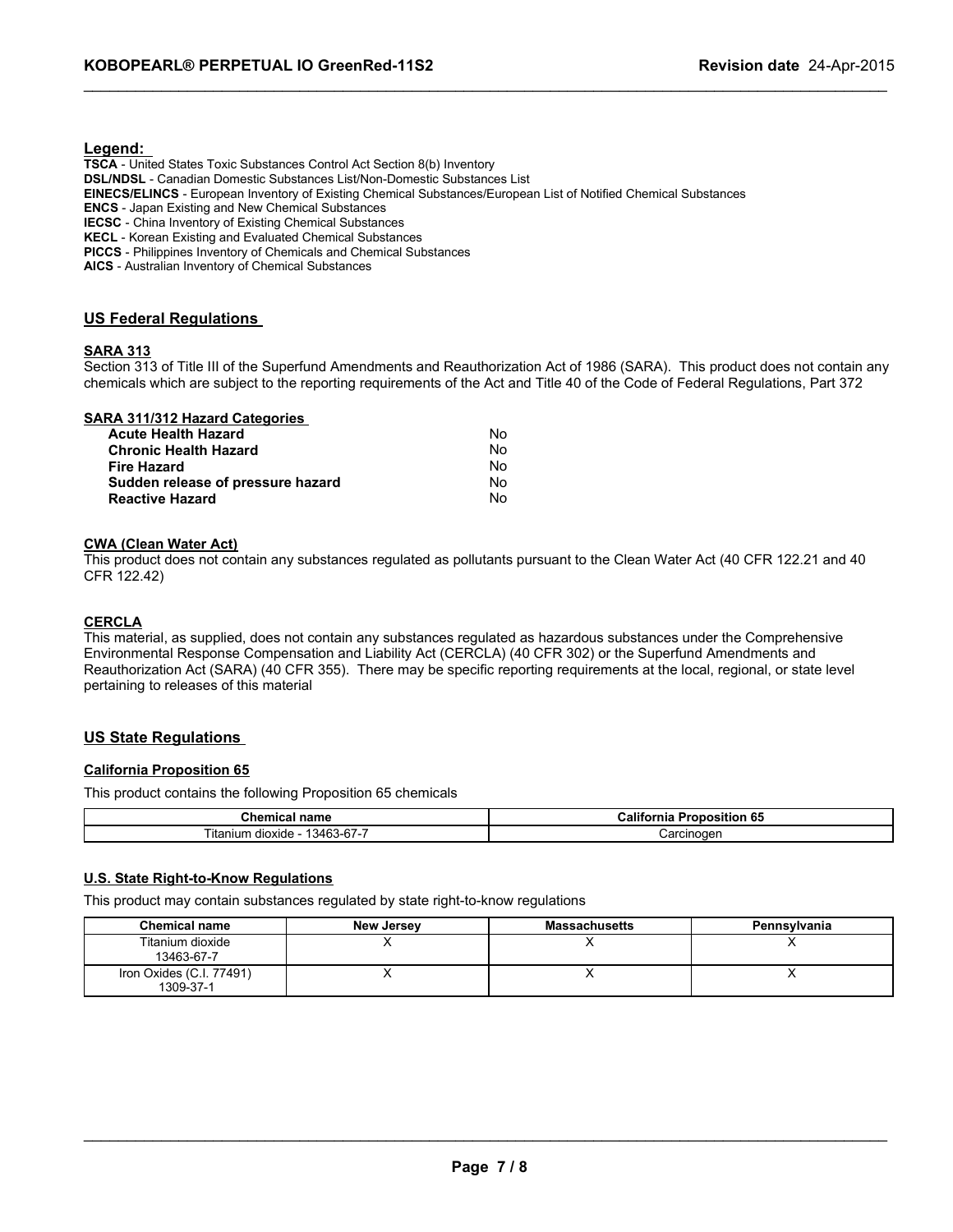**Legend:**

**TSCA** - United States Toxic Substances Control Act Section 8(b) Inventory
**DSL/NDSL** - Canadian Domestic Substances List/Non-Domestic Substances List
**EINECS/ELINCS** - European Inventory of Existing Chemical Substances/European List of Notified Chemical Substances
**ENCS** - Japan Existing and New Chemical Substances
**IECSC** - China Inventory of Existing Chemical Substances
**KECL** - Korean Existing and Evaluated Chemical Substances
**PICCS** - Philippines Inventory of Chemicals and Chemical Substances
**AICS** - Australian Inventory of Chemical Substances

## US Federal Regulations

### SARA 313

Section 313 of Title III of the Superfund Amendments and Reauthorization Act of 1986 (SARA). This product does not contain any chemicals which are subject to the reporting requirements of the Act and Title 40 of the Code of Federal Regulations, Part 372

### SARA 311/312 Hazard Categories

| | |
|---|---|
| **Acute Health Hazard** | No |
| **Chronic Health Hazard** | No |
| **Fire Hazard** | No |
| **Sudden release of pressure hazard** | No |
| **Reactive Hazard** | No |

### CWA (Clean Water Act)

This product does not contain any substances regulated as pollutants pursuant to the Clean Water Act (40 CFR 122.21 and 40 CFR 122.42)

### CERCLA

This material, as supplied, does not contain any substances regulated as hazardous substances under the Comprehensive Environmental Response Compensation and Liability Act (CERCLA) (40 CFR 302) or the Superfund Amendments and Reauthorization Act (SARA) (40 CFR 355). There may be specific reporting requirements at the local, regional, or state level pertaining to releases of this material

## US State Regulations

### California Proposition 65

This product contains the following Proposition 65 chemicals

| Chemical name | California Proposition 65 |
|---|---|
| Titanium dioxide - 13463-67-7 | Carcinogen |

### U.S. State Right-to-Know Regulations

This product may contain substances regulated by state right-to-know regulations

| Chemical name | New Jersey | Massachusetts | Pennsylvania |
|---|---|---|---|
| Titanium dioxide 13463-67-7 | X | X | X |
| Iron Oxides (C.I. 77491) 1309-37-1 | X | X | X |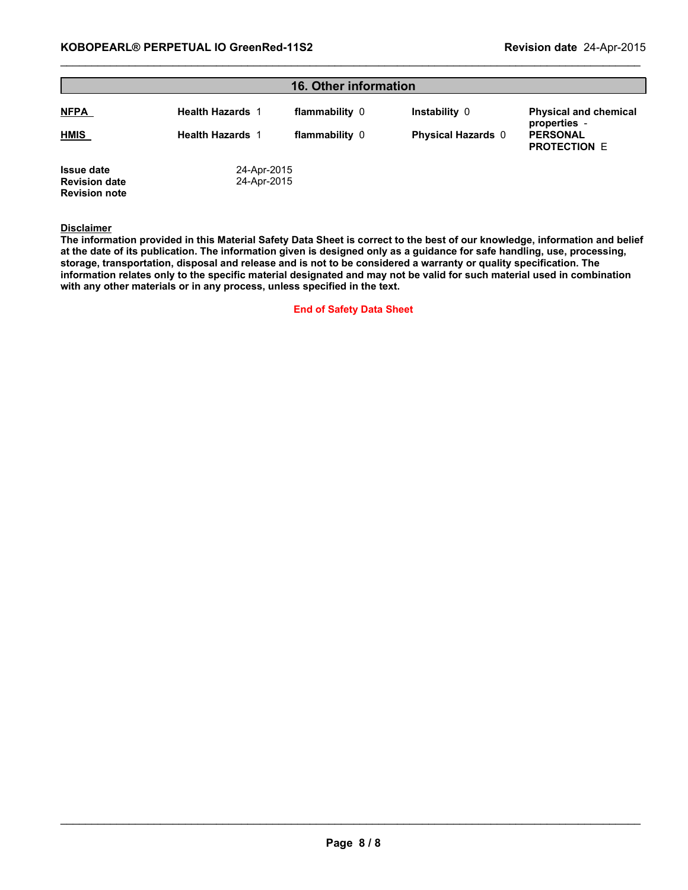## 16. Other information

| | | | | |
|---|---|---|---|---|
| **NFPA** | **Health Hazards** 1 | **flammability** 0 | **Instability** 0 | **Physical and chemical properties** - |
| **HMIS** | **Health Hazards** 1 | **flammability** 0 | **Physical Hazards** 0 | **PERSONAL PROTECTION** E |

**Issue date** 24-Apr-2015
**Revision date** 24-Apr-2015
**Revision note**

**Disclaimer**

**The information provided in this Material Safety Data Sheet is correct to the best of our knowledge, information and belief at the date of its publication. The information given is designed only as a guidance for safe handling, use, processing, storage, transportation, disposal and release and is not to be considered a warranty or quality specification. The information relates only to the specific material designated and may not be valid for such material used in combination with any other materials or in any process, unless specified in the text.**

**End of Safety Data Sheet**